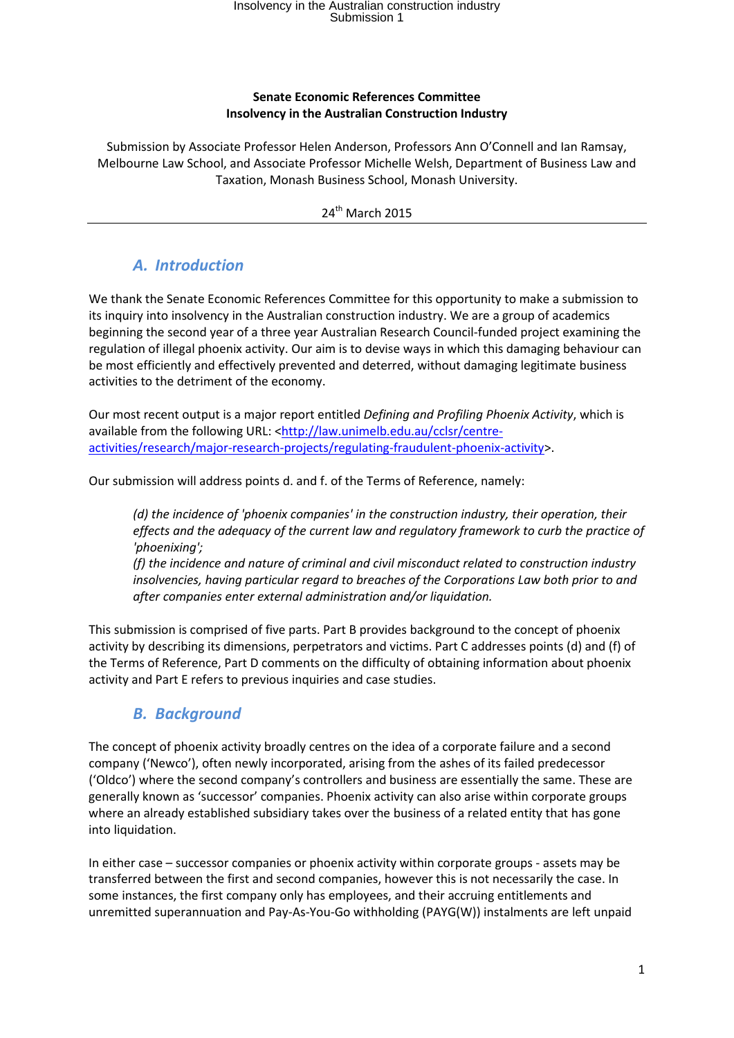**Senate Economic References Committee**
**Insolvency in the Australian Construction Industry**

Submission by Associate Professor Helen Anderson, Professors Ann O'Connell and Ian Ramsay, Melbourne Law School, and Associate Professor Michelle Welsh, Department of Business Law and Taxation, Monash Business School, Monash University.

24th March 2015

---

## A. Introduction

We thank the Senate Economic References Committee for this opportunity to make a submission to its inquiry into insolvency in the Australian construction industry. We are a group of academics beginning the second year of a three year Australian Research Council-funded project examining the regulation of illegal phoenix activity. Our aim is to devise ways in which this damaging behaviour can be most efficiently and effectively prevented and deterred, without damaging legitimate business activities to the detriment of the economy.

Our most recent output is a major report entitled *Defining and Profiling Phoenix Activity*, which is available from the following URL: <http://law.unimelb.edu.au/cclsr/centre-activities/research/major-research-projects/regulating-fraudulent-phoenix-activity>.

Our submission will address points d. and f. of the Terms of Reference, namely:

> *(d) the incidence of 'phoenix companies' in the construction industry, their operation, their effects and the adequacy of the current law and regulatory framework to curb the practice of 'phoenixing';*
>
> *(f) the incidence and nature of criminal and civil misconduct related to construction industry insolvencies, having particular regard to breaches of the Corporations Law both prior to and after companies enter external administration and/or liquidation.*

This submission is comprised of five parts. Part B provides background to the concept of phoenix activity by describing its dimensions, perpetrators and victims. Part C addresses points (d) and (f) of the Terms of Reference, Part D comments on the difficulty of obtaining information about phoenix activity and Part E refers to previous inquiries and case studies.

## B. Background

The concept of phoenix activity broadly centres on the idea of a corporate failure and a second company ('Newco'), often newly incorporated, arising from the ashes of its failed predecessor ('Oldco') where the second company's controllers and business are essentially the same. These are generally known as 'successor' companies. Phoenix activity can also arise within corporate groups where an already established subsidiary takes over the business of a related entity that has gone into liquidation.

In either case – successor companies or phoenix activity within corporate groups - assets may be transferred between the first and second companies, however this is not necessarily the case. In some instances, the first company only has employees, and their accruing entitlements and unremitted superannuation and Pay-As-You-Go withholding (PAYG(W)) instalments are left unpaid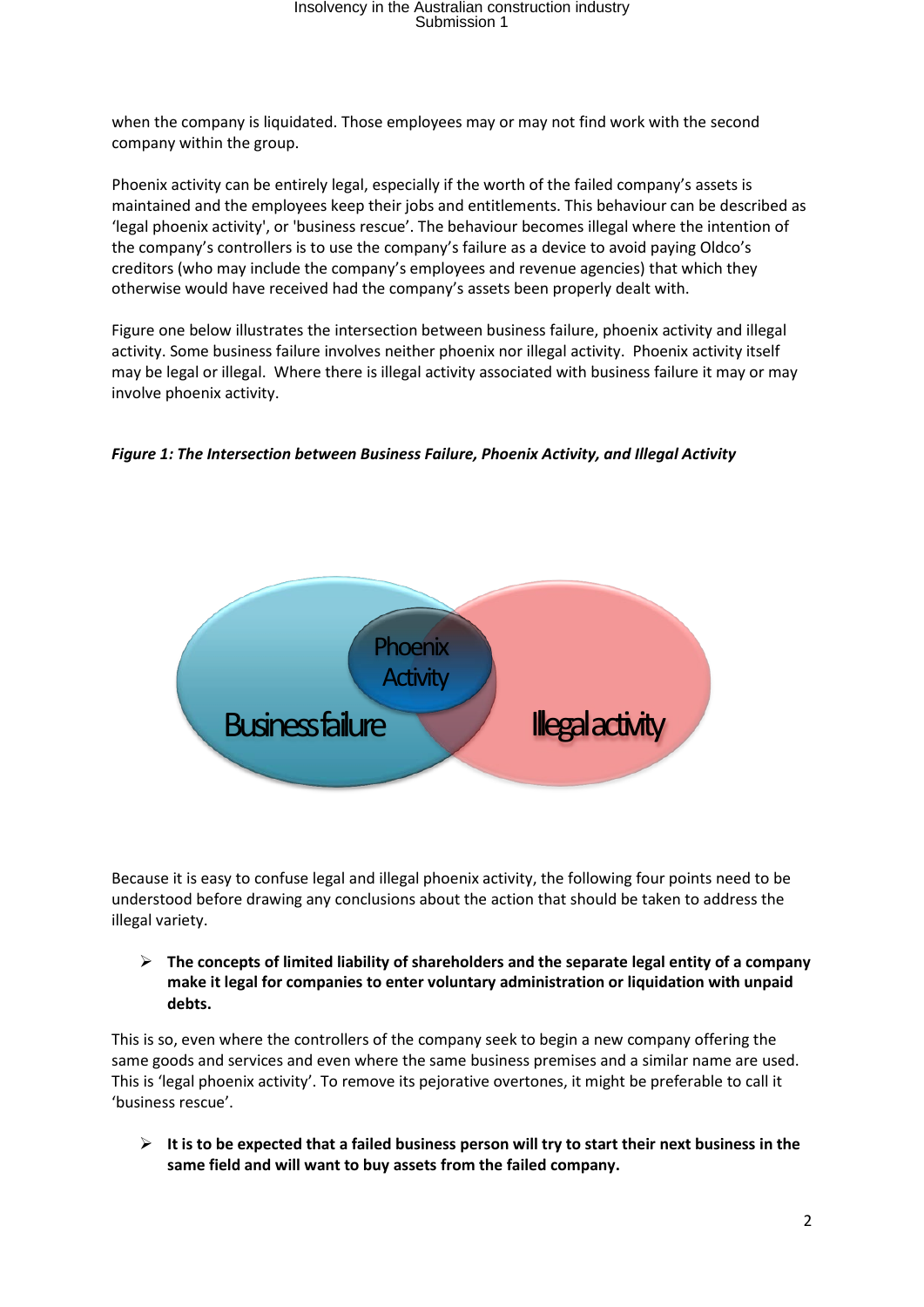when the company is liquidated. Those employees may or may not find work with the second company within the group.

Phoenix activity can be entirely legal, especially if the worth of the failed company's assets is maintained and the employees keep their jobs and entitlements. This behaviour can be described as 'legal phoenix activity', or 'business rescue'. The behaviour becomes illegal where the intention of the company's controllers is to use the company's failure as a device to avoid paying Oldco's creditors (who may include the company's employees and revenue agencies) that which they otherwise would have received had the company's assets been properly dealt with.

Figure one below illustrates the intersection between business failure, phoenix activity and illegal activity. Some business failure involves neither phoenix nor illegal activity. Phoenix activity itself may be legal or illegal. Where there is illegal activity associated with business failure it may or may involve phoenix activity.

***Figure 1: The Intersection between Business Failure, Phoenix Activity, and Illegal Activity***

Phoenix Activity

Business failure

Illegal activity

Because it is easy to confuse legal and illegal phoenix activity, the following four points need to be understood before drawing any conclusions about the action that should be taken to address the illegal variety.

- **The concepts of limited liability of shareholders and the separate legal entity of a company make it legal for companies to enter voluntary administration or liquidation with unpaid debts.**

This is so, even where the controllers of the company seek to begin a new company offering the same goods and services and even where the same business premises and a similar name are used. This is 'legal phoenix activity'. To remove its pejorative overtones, it might be preferable to call it 'business rescue'.

- **It is to be expected that a failed business person will try to start their next business in the same field and will want to buy assets from the failed company.**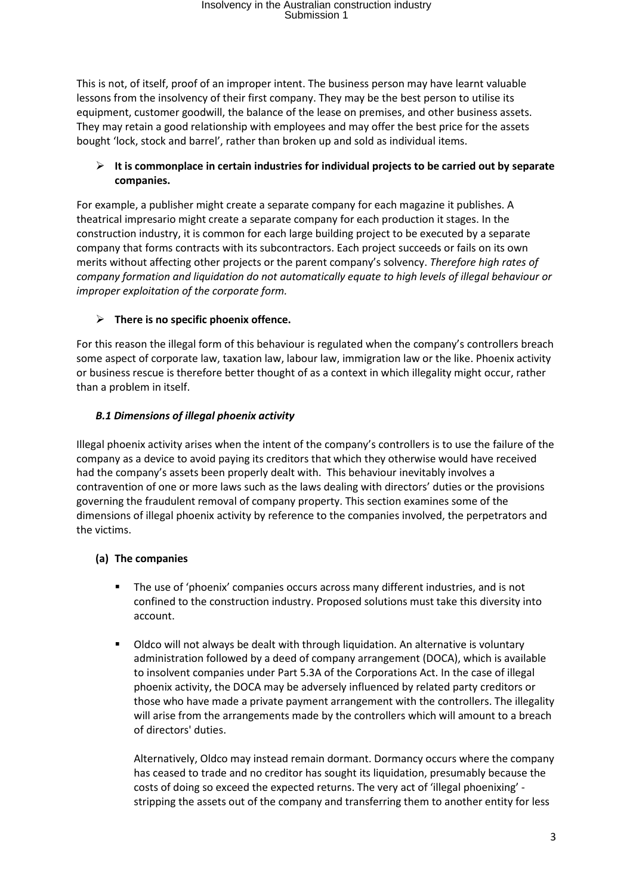This is not, of itself, proof of an improper intent. The business person may have learnt valuable lessons from the insolvency of their first company. They may be the best person to utilise its equipment, customer goodwill, the balance of the lease on premises, and other business assets. They may retain a good relationship with employees and may offer the best price for the assets bought 'lock, stock and barrel', rather than broken up and sold as individual items.

- **It is commonplace in certain industries for individual projects to be carried out by separate companies.**

For example, a publisher might create a separate company for each magazine it publishes. A theatrical impresario might create a separate company for each production it stages. In the construction industry, it is common for each large building project to be executed by a separate company that forms contracts with its subcontractors. Each project succeeds or fails on its own merits without affecting other projects or the parent company's solvency. *Therefore high rates of company formation and liquidation do not automatically equate to high levels of illegal behaviour or improper exploitation of the corporate form.*

- **There is no specific phoenix offence.**

For this reason the illegal form of this behaviour is regulated when the company's controllers breach some aspect of corporate law, taxation law, labour law, immigration law or the like. Phoenix activity or business rescue is therefore better thought of as a context in which illegality might occur, rather than a problem in itself.

### *B.1 Dimensions of illegal phoenix activity*

Illegal phoenix activity arises when the intent of the company's controllers is to use the failure of the company as a device to avoid paying its creditors that which they otherwise would have received had the company's assets been properly dealt with. This behaviour inevitably involves a contravention of one or more laws such as the laws dealing with directors' duties or the provisions governing the fraudulent removal of company property. This section examines some of the dimensions of illegal phoenix activity by reference to the companies involved, the perpetrators and the victims.

#### (a) The companies

- The use of 'phoenix' companies occurs across many different industries, and is not confined to the construction industry. Proposed solutions must take this diversity into account.

- Oldco will not always be dealt with through liquidation. An alternative is voluntary administration followed by a deed of company arrangement (DOCA), which is available to insolvent companies under Part 5.3A of the Corporations Act. In the case of illegal phoenix activity, the DOCA may be adversely influenced by related party creditors or those who have made a private payment arrangement with the controllers. The illegality will arise from the arrangements made by the controllers which will amount to a breach of directors' duties.

  Alternatively, Oldco may instead remain dormant. Dormancy occurs where the company has ceased to trade and no creditor has sought its liquidation, presumably because the costs of doing so exceed the expected returns. The very act of 'illegal phoenixing' - stripping the assets out of the company and transferring them to another entity for less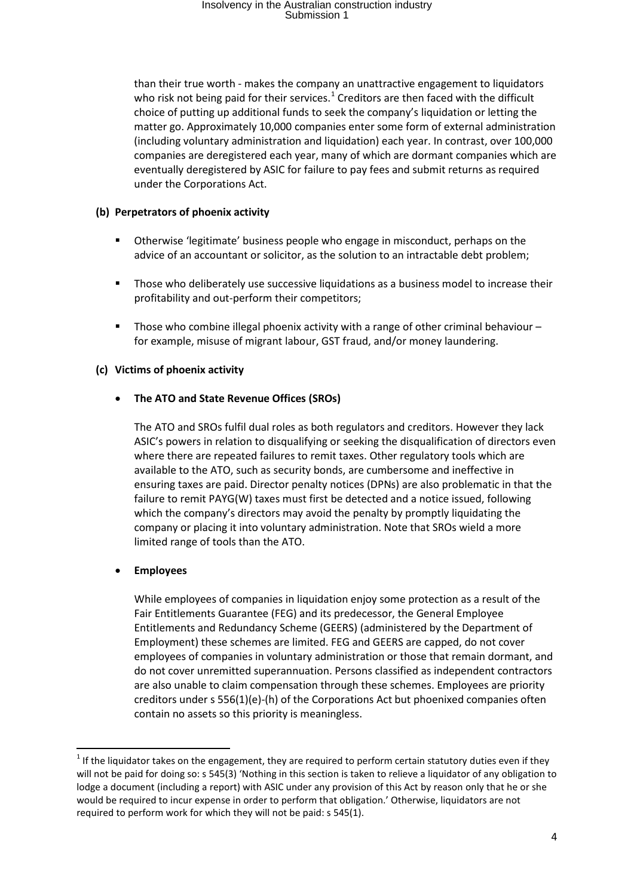than their true worth - makes the company an unattractive engagement to liquidators who risk not being paid for their services.[1] Creditors are then faced with the difficult choice of putting up additional funds to seek the company's liquidation or letting the matter go. Approximately 10,000 companies enter some form of external administration (including voluntary administration and liquidation) each year. In contrast, over 100,000 companies are deregistered each year, many of which are dormant companies which are eventually deregistered by ASIC for failure to pay fees and submit returns as required under the Corporations Act.

**(b) Perpetrators of phoenix activity**

- Otherwise 'legitimate' business people who engage in misconduct, perhaps on the advice of an accountant or solicitor, as the solution to an intractable debt problem;
- Those who deliberately use successive liquidations as a business model to increase their profitability and out-perform their competitors;
- Those who combine illegal phoenix activity with a range of other criminal behaviour – for example, misuse of migrant labour, GST fraud, and/or money laundering.

**(c) Victims of phoenix activity**

- **The ATO and State Revenue Offices (SROs)**

  The ATO and SROs fulfil dual roles as both regulators and creditors. However they lack ASIC's powers in relation to disqualifying or seeking the disqualification of directors even where there are repeated failures to remit taxes. Other regulatory tools which are available to the ATO, such as security bonds, are cumbersome and ineffective in ensuring taxes are paid. Director penalty notices (DPNs) are also problematic in that the failure to remit PAYG(W) taxes must first be detected and a notice issued, following which the company's directors may avoid the penalty by promptly liquidating the company or placing it into voluntary administration. Note that SROs wield a more limited range of tools than the ATO.

- **Employees**

  While employees of companies in liquidation enjoy some protection as a result of the Fair Entitlements Guarantee (FEG) and its predecessor, the General Employee Entitlements and Redundancy Scheme (GEERS) (administered by the Department of Employment) these schemes are limited. FEG and GEERS are capped, do not cover employees of companies in voluntary administration or those that remain dormant, and do not cover unremitted superannuation. Persons classified as independent contractors are also unable to claim compensation through these schemes. Employees are priority creditors under s 556(1)(e)-(h) of the Corporations Act but phoenixed companies often contain no assets so this priority is meaningless.

---

[1] If the liquidator takes on the engagement, they are required to perform certain statutory duties even if they will not be paid for doing so: s 545(3) 'Nothing in this section is taken to relieve a liquidator of any obligation to lodge a document (including a report) with ASIC under any provision of this Act by reason only that he or she would be required to incur expense in order to perform that obligation.' Otherwise, liquidators are not required to perform work for which they will not be paid: s 545(1).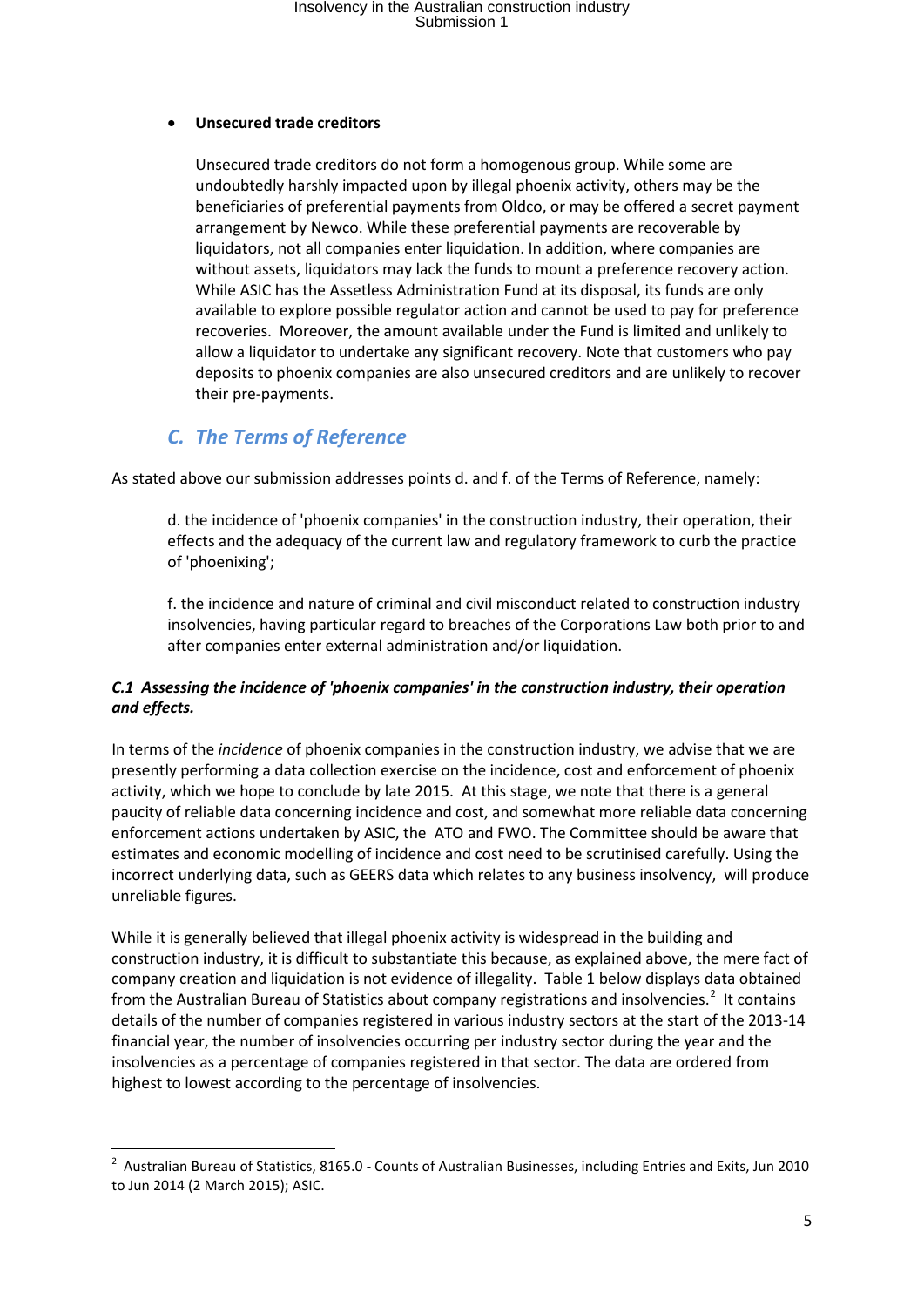- **Unsecured trade creditors**

  Unsecured trade creditors do not form a homogenous group. While some are undoubtedly harshly impacted upon by illegal phoenix activity, others may be the beneficiaries of preferential payments from Oldco, or may be offered a secret payment arrangement by Newco. While these preferential payments are recoverable by liquidators, not all companies enter liquidation. In addition, where companies are without assets, liquidators may lack the funds to mount a preference recovery action. While ASIC has the Assetless Administration Fund at its disposal, its funds are only available to explore possible regulator action and cannot be used to pay for preference recoveries. Moreover, the amount available under the Fund is limited and unlikely to allow a liquidator to undertake any significant recovery. Note that customers who pay deposits to phoenix companies are also unsecured creditors and are unlikely to recover their pre-payments.

## *C. The Terms of Reference*

As stated above our submission addresses points d. and f. of the Terms of Reference, namely:

> d. the incidence of 'phoenix companies' in the construction industry, their operation, their effects and the adequacy of the current law and regulatory framework to curb the practice of 'phoenixing';
>
> f. the incidence and nature of criminal and civil misconduct related to construction industry insolvencies, having particular regard to breaches of the Corporations Law both prior to and after companies enter external administration and/or liquidation.

### *C.1 Assessing the incidence of 'phoenix companies' in the construction industry, their operation and effects.*

In terms of the *incidence* of phoenix companies in the construction industry, we advise that we are presently performing a data collection exercise on the incidence, cost and enforcement of phoenix activity, which we hope to conclude by late 2015. At this stage, we note that there is a general paucity of reliable data concerning incidence and cost, and somewhat more reliable data concerning enforcement actions undertaken by ASIC, the ATO and FWO. The Committee should be aware that estimates and economic modelling of incidence and cost need to be scrutinised carefully. Using the incorrect underlying data, such as GEERS data which relates to any business insolvency, will produce unreliable figures.

While it is generally believed that illegal phoenix activity is widespread in the building and construction industry, it is difficult to substantiate this because, as explained above, the mere fact of company creation and liquidation is not evidence of illegality. Table 1 below displays data obtained from the Australian Bureau of Statistics about company registrations and insolvencies.[2] It contains details of the number of companies registered in various industry sectors at the start of the 2013-14 financial year, the number of insolvencies occurring per industry sector during the year and the insolvencies as a percentage of companies registered in that sector. The data are ordered from highest to lowest according to the percentage of insolvencies.

[2] Australian Bureau of Statistics, 8165.0 - Counts of Australian Businesses, including Entries and Exits, Jun 2010 to Jun 2014 (2 March 2015); ASIC.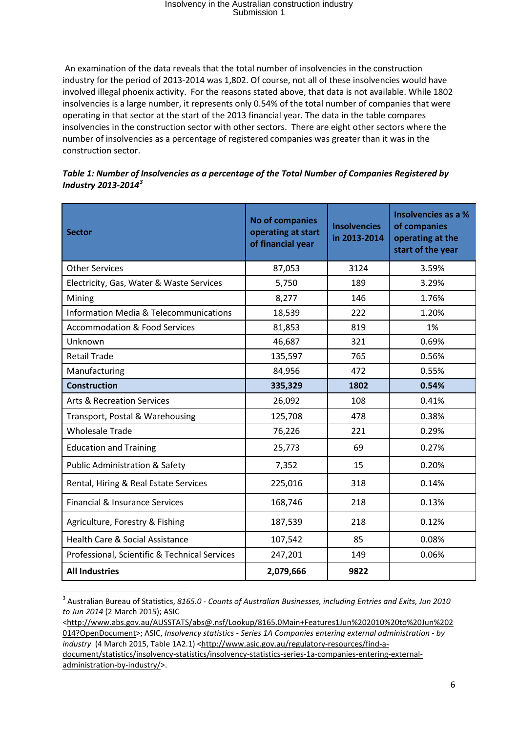An examination of the data reveals that the total number of insolvencies in the construction industry for the period of 2013-2014 was 1,802. Of course, not all of these insolvencies would have involved illegal phoenix activity. For the reasons stated above, that data is not available. While 1802 insolvencies is a large number, it represents only 0.54% of the total number of companies that were operating in that sector at the start of the 2013 financial year. The data in the table compares insolvencies in the construction sector with other sectors. There are eight other sectors where the number of insolvencies as a percentage of registered companies was greater than it was in the construction sector.

***Table 1: Number of Insolvencies as a percentage of the Total Number of Companies Registered by Industry 2013-2014[3]***

| Sector | No of companies operating at start of financial year | Insolvencies in 2013-2014 | Insolvencies as a % of companies operating at the start of the year |
|---|---|---|---|
| Other Services | 87,053 | 3124 | 3.59% |
| Electricity, Gas, Water & Waste Services | 5,750 | 189 | 3.29% |
| Mining | 8,277 | 146 | 1.76% |
| Information Media & Telecommunications | 18,539 | 222 | 1.20% |
| Accommodation & Food Services | 81,853 | 819 | 1% |
| Unknown | 46,687 | 321 | 0.69% |
| Retail Trade | 135,597 | 765 | 0.56% |
| Manufacturing | 84,956 | 472 | 0.55% |
| **Construction** | **335,329** | **1802** | **0.54%** |
| Arts & Recreation Services | 26,092 | 108 | 0.41% |
| Transport, Postal & Warehousing | 125,708 | 478 | 0.38% |
| Wholesale Trade | 76,226 | 221 | 0.29% |
| Education and Training | 25,773 | 69 | 0.27% |
| Public Administration & Safety | 7,352 | 15 | 0.20% |
| Rental, Hiring & Real Estate Services | 225,016 | 318 | 0.14% |
| Financial & Insurance Services | 168,746 | 218 | 0.13% |
| Agriculture, Forestry & Fishing | 187,539 | 218 | 0.12% |
| Health Care & Social Assistance | 107,542 | 85 | 0.08% |
| Professional, Scientific & Technical Services | 247,201 | 149 | 0.06% |
| **All Industries** | **2,079,666** | **9822** | |

[3] Australian Bureau of Statistics, *8165.0 - Counts of Australian Businesses, including Entries and Exits, Jun 2010 to Jun 2014* (2 March 2015); ASIC <http://www.abs.gov.au/AUSSTATS/abs@.nsf/Lookup/8165.0Main+Features1Jun%202010%20to%20Jun%202014?OpenDocument>; ASIC, *Insolvency statistics - Series 1A Companies entering external administration - by industry* (4 March 2015, Table 1A2.1) <http://www.asic.gov.au/regulatory-resources/find-a-document/statistics/insolvency-statistics/insolvency-statistics-series-1a-companies-entering-external-administration-by-industry/>.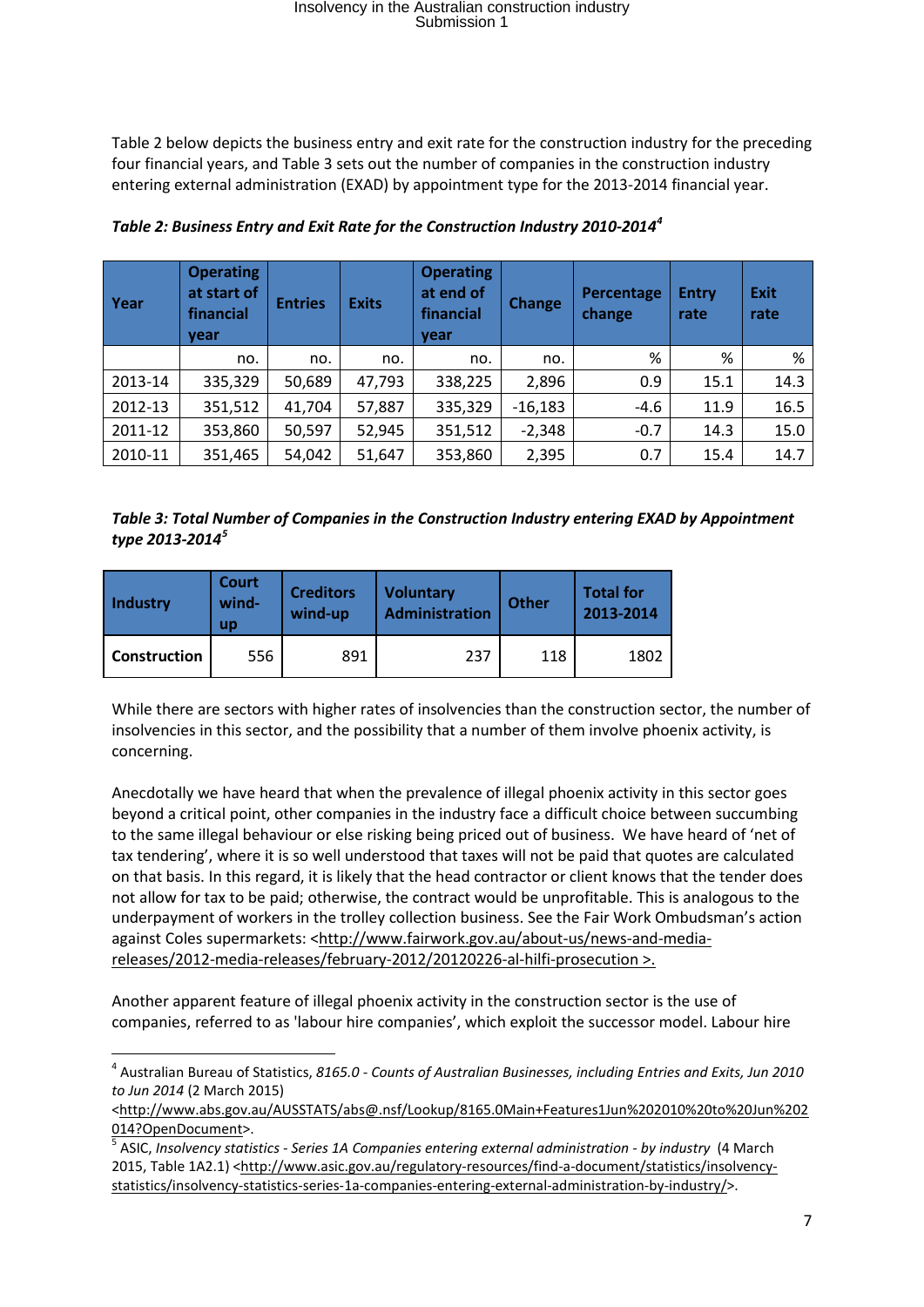Table 2 below depicts the business entry and exit rate for the construction industry for the preceding four financial years, and Table 3 sets out the number of companies in the construction industry entering external administration (EXAD) by appointment type for the 2013-2014 financial year.

***Table 2: Business Entry and Exit Rate for the Construction Industry 2010-2014*** [4]

| Year | Operating at start of financial year | Entries | Exits | Operating at end of financial year | Change | Percentage change | Entry rate | Exit rate |
|---|---|---|---|---|---|---|---|---|
| | no. | no. | no. | no. | no. | % | % | % |
| 2013-14 | 335,329 | 50,689 | 47,793 | 338,225 | 2,896 | 0.9 | 15.1 | 14.3 |
| 2012-13 | 351,512 | 41,704 | 57,887 | 335,329 | -16,183 | -4.6 | 11.9 | 16.5 |
| 2011-12 | 353,860 | 50,597 | 52,945 | 351,512 | -2,348 | -0.7 | 14.3 | 15.0 |
| 2010-11 | 351,465 | 54,042 | 51,647 | 353,860 | 2,395 | 0.7 | 15.4 | 14.7 |

***Table 3: Total Number of Companies in the Construction Industry entering EXAD by Appointment type 2013-2014*** [5]

| Industry | Court wind-up | Creditors wind-up | Voluntary Administration | Other | Total for 2013-2014 |
|---|---|---|---|---|---|
| **Construction** | 556 | 891 | 237 | 118 | 1802 |

While there are sectors with higher rates of insolvencies than the construction sector, the number of insolvencies in this sector, and the possibility that a number of them involve phoenix activity, is concerning.

Anecdotally we have heard that when the prevalence of illegal phoenix activity in this sector goes beyond a critical point, other companies in the industry face a difficult choice between succumbing to the same illegal behaviour or else risking being priced out of business. We have heard of 'net of tax tendering', where it is so well understood that taxes will not be paid that quotes are calculated on that basis. In this regard, it is likely that the head contractor or client knows that the tender does not allow for tax to be paid; otherwise, the contract would be unprofitable. This is analogous to the underpayment of workers in the trolley collection business. See the Fair Work Ombudsman's action against Coles supermarkets: <http://www.fairwork.gov.au/about-us/news-and-media-releases/2012-media-releases/february-2012/20120226-al-hilfi-prosecution >.

Another apparent feature of illegal phoenix activity in the construction sector is the use of companies, referred to as 'labour hire companies', which exploit the successor model. Labour hire

---

[4] Australian Bureau of Statistics, *8165.0 - Counts of Australian Businesses, including Entries and Exits, Jun 2010 to Jun 2014* (2 March 2015) <http://www.abs.gov.au/AUSSTATS/abs@.nsf/Lookup/8165.0Main+Features1Jun%202010%20to%20Jun%202014?OpenDocument>.

[5] ASIC, *Insolvency statistics - Series 1A Companies entering external administration - by industry* (4 March 2015, Table 1A2.1) <http://www.asic.gov.au/regulatory-resources/find-a-document/statistics/insolvency-statistics/insolvency-statistics-series-1a-companies-entering-external-administration-by-industry/>.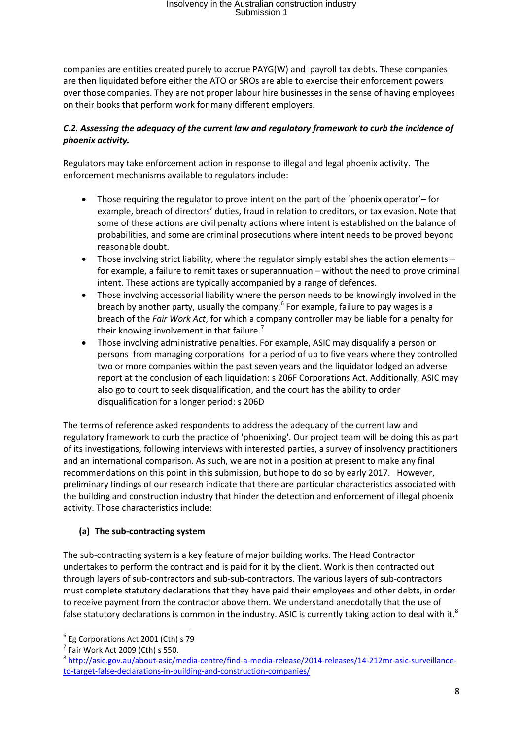companies are entities created purely to accrue PAYG(W) and payroll tax debts. These companies are then liquidated before either the ATO or SROs are able to exercise their enforcement powers over those companies. They are not proper labour hire businesses in the sense of having employees on their books that perform work for many different employers.

### *C.2. Assessing the adequacy of the current law and regulatory framework to curb the incidence of phoenix activity.*

Regulators may take enforcement action in response to illegal and legal phoenix activity. The enforcement mechanisms available to regulators include:

- Those requiring the regulator to prove intent on the part of the 'phoenix operator'– for example, breach of directors' duties, fraud in relation to creditors, or tax evasion. Note that some of these actions are civil penalty actions where intent is established on the balance of probabilities, and some are criminal prosecutions where intent needs to be proved beyond reasonable doubt.
- Those involving strict liability, where the regulator simply establishes the action elements – for example, a failure to remit taxes or superannuation – without the need to prove criminal intent. These actions are typically accompanied by a range of defences.
- Those involving accessorial liability where the person needs to be knowingly involved in the breach by another party, usually the company.[6] For example, failure to pay wages is a breach of the *Fair Work Act*, for which a company controller may be liable for a penalty for their knowing involvement in that failure.[7]
- Those involving administrative penalties. For example, ASIC may disqualify a person or persons from managing corporations for a period of up to five years where they controlled two or more companies within the past seven years and the liquidator lodged an adverse report at the conclusion of each liquidation: s 206F Corporations Act. Additionally, ASIC may also go to court to seek disqualification, and the court has the ability to order disqualification for a longer period: s 206D

The terms of reference asked respondents to address the adequacy of the current law and regulatory framework to curb the practice of 'phoenixing'. Our project team will be doing this as part of its investigations, following interviews with interested parties, a survey of insolvency practitioners and an international comparison. As such, we are not in a position at present to make any final recommendations on this point in this submission, but hope to do so by early 2017. However, preliminary findings of our research indicate that there are particular characteristics associated with the building and construction industry that hinder the detection and enforcement of illegal phoenix activity. Those characteristics include:

#### (a) The sub-contracting system

The sub-contracting system is a key feature of major building works. The Head Contractor undertakes to perform the contract and is paid for it by the client. Work is then contracted out through layers of sub-contractors and sub-sub-contractors. The various layers of sub-contractors must complete statutory declarations that they have paid their employees and other debts, in order to receive payment from the contractor above them. We understand anecdotally that the use of false statutory declarations is common in the industry. ASIC is currently taking action to deal with it.[8]

---

[6] Eg Corporations Act 2001 (Cth) s 79

[7] Fair Work Act 2009 (Cth) s 550.

[8] http://asic.gov.au/about-asic/media-centre/find-a-media-release/2014-releases/14-212mr-asic-surveillance-to-target-false-declarations-in-building-and-construction-companies/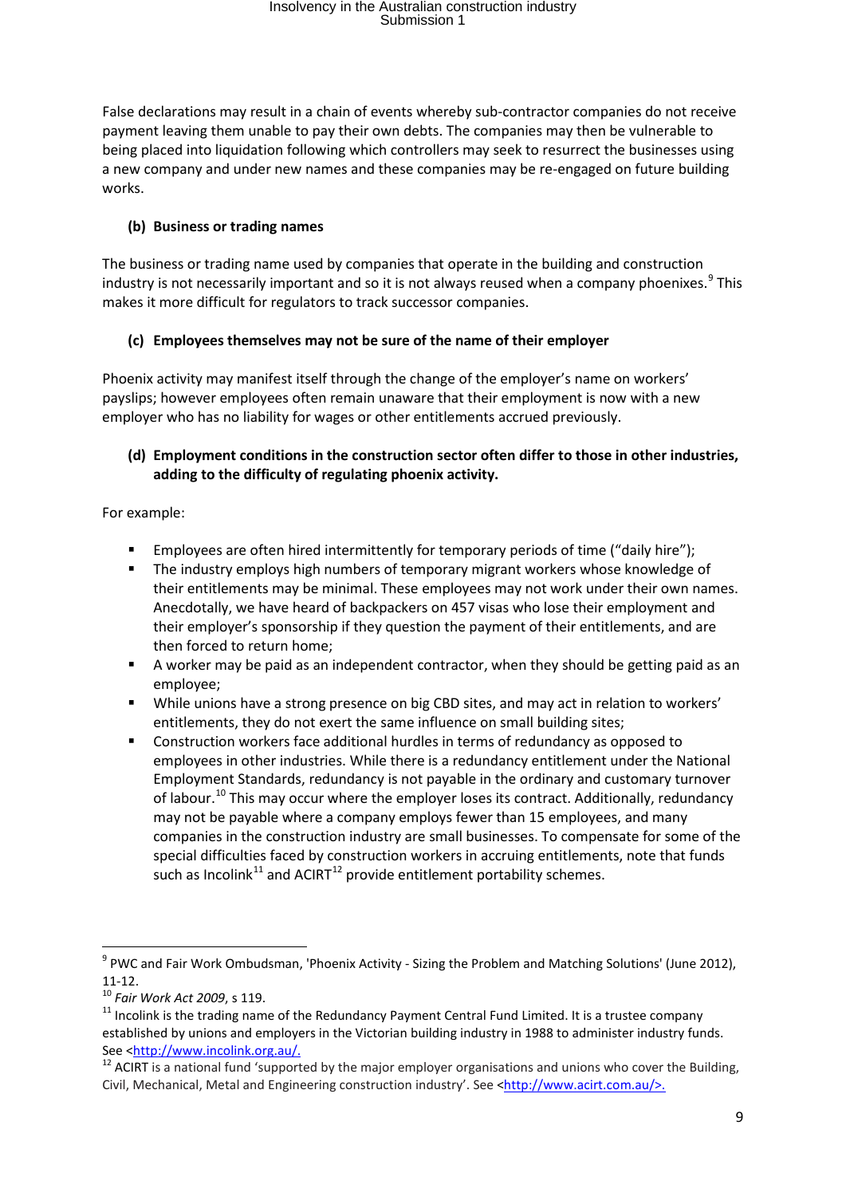False declarations may result in a chain of events whereby sub-contractor companies do not receive payment leaving them unable to pay their own debts. The companies may then be vulnerable to being placed into liquidation following which controllers may seek to resurrect the businesses using a new company and under new names and these companies may be re-engaged on future building works.

**(b) Business or trading names**

The business or trading name used by companies that operate in the building and construction industry is not necessarily important and so it is not always reused when a company phoenixes.[9] This makes it more difficult for regulators to track successor companies.

**(c) Employees themselves may not be sure of the name of their employer**

Phoenix activity may manifest itself through the change of the employer's name on workers' payslips; however employees often remain unaware that their employment is now with a new employer who has no liability for wages or other entitlements accrued previously.

**(d) Employment conditions in the construction sector often differ to those in other industries, adding to the difficulty of regulating phoenix activity.**

For example:

- Employees are often hired intermittently for temporary periods of time ("daily hire");
- The industry employs high numbers of temporary migrant workers whose knowledge of their entitlements may be minimal. These employees may not work under their own names. Anecdotally, we have heard of backpackers on 457 visas who lose their employment and their employer's sponsorship if they question the payment of their entitlements, and are then forced to return home;
- A worker may be paid as an independent contractor, when they should be getting paid as an employee;
- While unions have a strong presence on big CBD sites, and may act in relation to workers' entitlements, they do not exert the same influence on small building sites;
- Construction workers face additional hurdles in terms of redundancy as opposed to employees in other industries. While there is a redundancy entitlement under the National Employment Standards, redundancy is not payable in the ordinary and customary turnover of labour.[10] This may occur where the employer loses its contract. Additionally, redundancy may not be payable where a company employs fewer than 15 employees, and many companies in the construction industry are small businesses. To compensate for some of the special difficulties faced by construction workers in accruing entitlements, note that funds such as Incolink[11] and ACIRT[12] provide entitlement portability schemes.

---

[9] PWC and Fair Work Ombudsman, 'Phoenix Activity - Sizing the Problem and Matching Solutions' (June 2012), 11-12.

[10] *Fair Work Act 2009*, s 119.

[11] Incolink is the trading name of the Redundancy Payment Central Fund Limited. It is a trustee company established by unions and employers in the Victorian building industry in 1988 to administer industry funds. See <http://www.incolink.org.au/.

[12] ACIRT is a national fund 'supported by the major employer organisations and unions who cover the Building, Civil, Mechanical, Metal and Engineering construction industry'. See <http://www.acirt.com.au/>.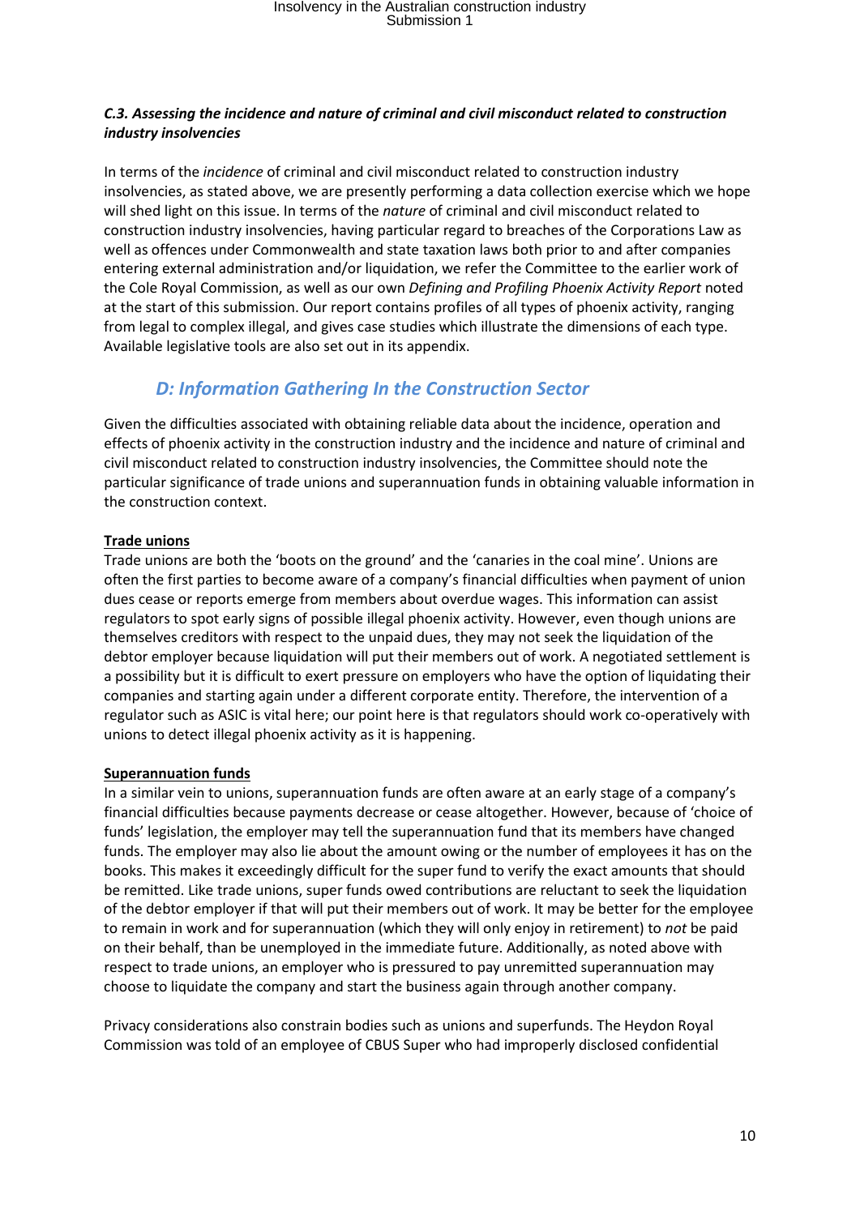### *C.3. Assessing the incidence and nature of criminal and civil misconduct related to construction industry insolvencies*

In terms of the *incidence* of criminal and civil misconduct related to construction industry insolvencies, as stated above, we are presently performing a data collection exercise which we hope will shed light on this issue. In terms of the *nature* of criminal and civil misconduct related to construction industry insolvencies, having particular regard to breaches of the Corporations Law as well as offences under Commonwealth and state taxation laws both prior to and after companies entering external administration and/or liquidation, we refer the Committee to the earlier work of the Cole Royal Commission, as well as our own *Defining and Profiling Phoenix Activity Report* noted at the start of this submission. Our report contains profiles of all types of phoenix activity, ranging from legal to complex illegal, and gives case studies which illustrate the dimensions of each type. Available legislative tools are also set out in its appendix.

## *D: Information Gathering In the Construction Sector*

Given the difficulties associated with obtaining reliable data about the incidence, operation and effects of phoenix activity in the construction industry and the incidence and nature of criminal and civil misconduct related to construction industry insolvencies, the Committee should note the particular significance of trade unions and superannuation funds in obtaining valuable information in the construction context.

**Trade unions**

Trade unions are both the 'boots on the ground' and the 'canaries in the coal mine'. Unions are often the first parties to become aware of a company's financial difficulties when payment of union dues cease or reports emerge from members about overdue wages. This information can assist regulators to spot early signs of possible illegal phoenix activity. However, even though unions are themselves creditors with respect to the unpaid dues, they may not seek the liquidation of the debtor employer because liquidation will put their members out of work. A negotiated settlement is a possibility but it is difficult to exert pressure on employers who have the option of liquidating their companies and starting again under a different corporate entity. Therefore, the intervention of a regulator such as ASIC is vital here; our point here is that regulators should work co-operatively with unions to detect illegal phoenix activity as it is happening.

**Superannuation funds**

In a similar vein to unions, superannuation funds are often aware at an early stage of a company's financial difficulties because payments decrease or cease altogether. However, because of 'choice of funds' legislation, the employer may tell the superannuation fund that its members have changed funds. The employer may also lie about the amount owing or the number of employees it has on the books. This makes it exceedingly difficult for the super fund to verify the exact amounts that should be remitted. Like trade unions, super funds owed contributions are reluctant to seek the liquidation of the debtor employer if that will put their members out of work. It may be better for the employee to remain in work and for superannuation (which they will only enjoy in retirement) to *not* be paid on their behalf, than be unemployed in the immediate future. Additionally, as noted above with respect to trade unions, an employer who is pressured to pay unremitted superannuation may choose to liquidate the company and start the business again through another company.

Privacy considerations also constrain bodies such as unions and superfunds. The Heydon Royal Commission was told of an employee of CBUS Super who had improperly disclosed confidential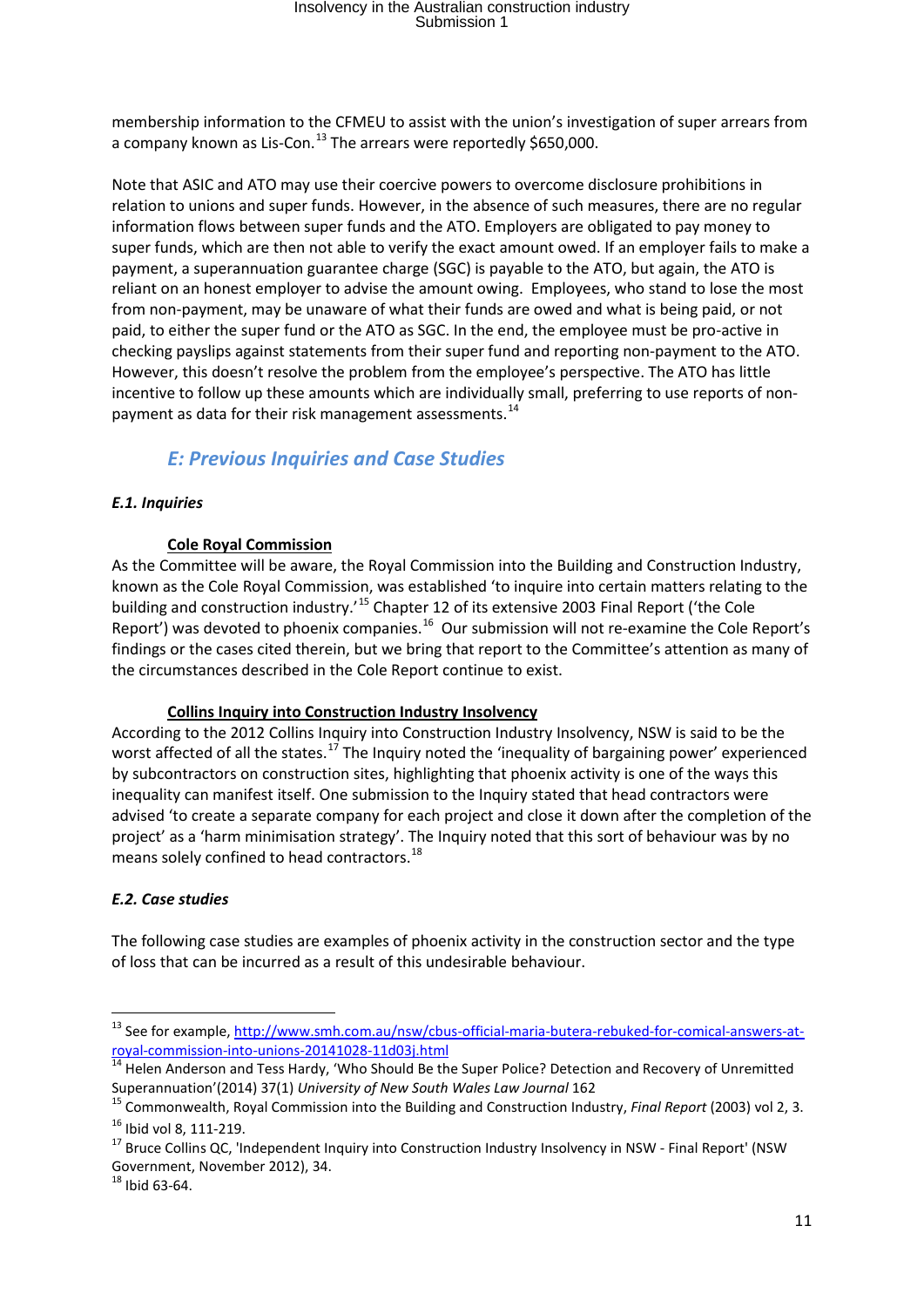membership information to the CFMEU to assist with the union's investigation of super arrears from a company known as Lis-Con.[13] The arrears were reportedly $650,000.

Note that ASIC and ATO may use their coercive powers to overcome disclosure prohibitions in relation to unions and super funds. However, in the absence of such measures, there are no regular information flows between super funds and the ATO. Employers are obligated to pay money to super funds, which are then not able to verify the exact amount owed. If an employer fails to make a payment, a superannuation guarantee charge (SGC) is payable to the ATO, but again, the ATO is reliant on an honest employer to advise the amount owing. Employees, who stand to lose the most from non-payment, may be unaware of what their funds are owed and what is being paid, or not paid, to either the super fund or the ATO as SGC. In the end, the employee must be pro-active in checking payslips against statements from their super fund and reporting non-payment to the ATO. However, this doesn't resolve the problem from the employee's perspective. The ATO has little incentive to follow up these amounts which are individually small, preferring to use reports of non-payment as data for their risk management assessments.[14]

## *E: Previous Inquiries and Case Studies*

### *E.1. Inquiries*

**Cole Royal Commission**

As the Committee will be aware, the Royal Commission into the Building and Construction Industry, known as the Cole Royal Commission, was established 'to inquire into certain matters relating to the building and construction industry.'[15] Chapter 12 of its extensive 2003 Final Report ('the Cole Report') was devoted to phoenix companies.[16] Our submission will not re-examine the Cole Report's findings or the cases cited therein, but we bring that report to the Committee's attention as many of the circumstances described in the Cole Report continue to exist.

**Collins Inquiry into Construction Industry Insolvency**

According to the 2012 Collins Inquiry into Construction Industry Insolvency, NSW is said to be the worst affected of all the states.[17] The Inquiry noted the 'inequality of bargaining power' experienced by subcontractors on construction sites, highlighting that phoenix activity is one of the ways this inequality can manifest itself. One submission to the Inquiry stated that head contractors were advised 'to create a separate company for each project and close it down after the completion of the project' as a 'harm minimisation strategy'. The Inquiry noted that this sort of behaviour was by no means solely confined to head contractors.[18]

### *E.2. Case studies*

The following case studies are examples of phoenix activity in the construction sector and the type of loss that can be incurred as a result of this undesirable behaviour.

---

[13] See for example, http://www.smh.com.au/nsw/cbus-official-maria-butera-rebuked-for-comical-answers-at-royal-commission-into-unions-20141028-11d03j.html

[14] Helen Anderson and Tess Hardy, 'Who Should Be the Super Police? Detection and Recovery of Unremitted Superannuation'(2014) 37(1) *University of New South Wales Law Journal* 162

[15] Commonwealth, Royal Commission into the Building and Construction Industry, *Final Report* (2003) vol 2, 3.

[16] Ibid vol 8, 111-219.

[17] Bruce Collins QC, 'Independent Inquiry into Construction Industry Insolvency in NSW - Final Report' (NSW Government, November 2012), 34.

[18] Ibid 63-64.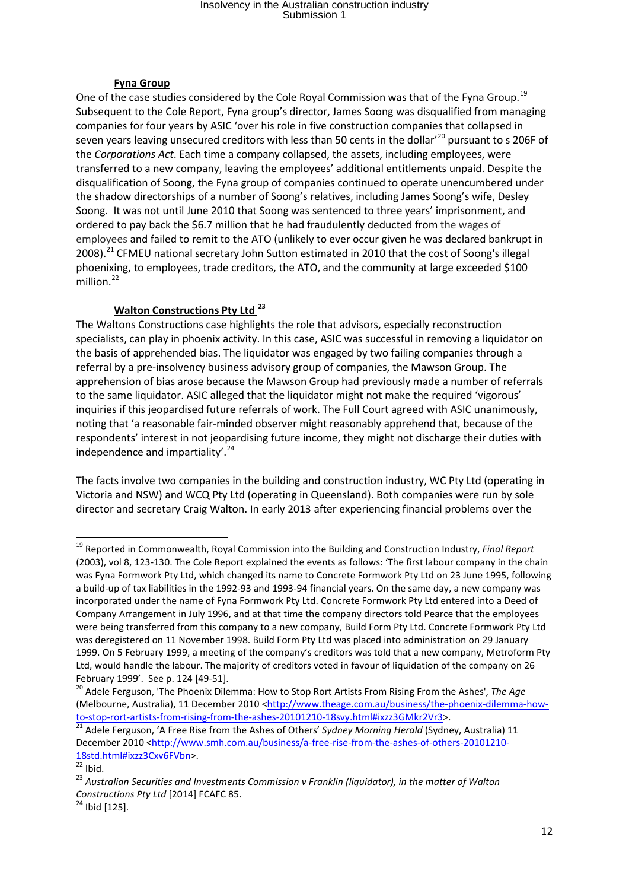**Fyna Group**

One of the case studies considered by the Cole Royal Commission was that of the Fyna Group.[19] Subsequent to the Cole Report, Fyna group's director, James Soong was disqualified from managing companies for four years by ASIC 'over his role in five construction companies that collapsed in seven years leaving unsecured creditors with less than 50 cents in the dollar'[20] pursuant to s 206F of the *Corporations Act*. Each time a company collapsed, the assets, including employees, were transferred to a new company, leaving the employees' additional entitlements unpaid. Despite the disqualification of Soong, the Fyna group of companies continued to operate unencumbered under the shadow directorships of a number of Soong's relatives, including James Soong's wife, Desley Soong. It was not until June 2010 that Soong was sentenced to three years' imprisonment, and ordered to pay back the $6.7 million that he had fraudulently deducted from the wages of employees and failed to remit to the ATO (unlikely to ever occur given he was declared bankrupt in 2008).[21] CFMEU national secretary John Sutton estimated in 2010 that the cost of Soong's illegal phoenixing, to employees, trade creditors, the ATO, and the community at large exceeded $100 million.[22]

**Walton Constructions Pty Ltd [23]**

The Waltons Constructions case highlights the role that advisors, especially reconstruction specialists, can play in phoenix activity. In this case, ASIC was successful in removing a liquidator on the basis of apprehended bias. The liquidator was engaged by two failing companies through a referral by a pre-insolvency business advisory group of companies, the Mawson Group. The apprehension of bias arose because the Mawson Group had previously made a number of referrals to the same liquidator. ASIC alleged that the liquidator might not make the required 'vigorous' inquiries if this jeopardised future referrals of work. The Full Court agreed with ASIC unanimously, noting that 'a reasonable fair-minded observer might reasonably apprehend that, because of the respondents' interest in not jeopardising future income, they might not discharge their duties with independence and impartiality'.[24]

The facts involve two companies in the building and construction industry, WC Pty Ltd (operating in Victoria and NSW) and WCQ Pty Ltd (operating in Queensland). Both companies were run by sole director and secretary Craig Walton. In early 2013 after experiencing financial problems over the

---

[19] Reported in Commonwealth, Royal Commission into the Building and Construction Industry, *Final Report* (2003), vol 8, 123-130. The Cole Report explained the events as follows: 'The first labour company in the chain was Fyna Formwork Pty Ltd, which changed its name to Concrete Formwork Pty Ltd on 23 June 1995, following a build-up of tax liabilities in the 1992-93 and 1993-94 financial years. On the same day, a new company was incorporated under the name of Fyna Formwork Pty Ltd. Concrete Formwork Pty Ltd entered into a Deed of Company Arrangement in July 1996, and at that time the company directors told Pearce that the employees were being transferred from this company to a new company, Build Form Pty Ltd. Concrete Formwork Pty Ltd was deregistered on 11 November 1998. Build Form Pty Ltd was placed into administration on 29 January 1999. On 5 February 1999, a meeting of the company's creditors was told that a new company, Metroform Pty Ltd, would handle the labour. The majority of creditors voted in favour of liquidation of the company on 26 February 1999'. See p. 124 [49-51].

[20] Adele Ferguson, 'The Phoenix Dilemma: How to Stop Rort Artists From Rising From the Ashes', *The Age* (Melbourne, Australia), 11 December 2010 <http://www.theage.com.au/business/the-phoenix-dilemma-how-to-stop-rort-artists-from-rising-from-the-ashes-20101210-18svy.html#ixzz3GMkr2Vr3>.

[21] Adele Ferguson, 'A Free Rise from the Ashes of Others' *Sydney Morning Herald* (Sydney, Australia) 11 December 2010 <http://www.smh.com.au/business/a-free-rise-from-the-ashes-of-others-20101210-18std.html#ixzz3Cxv6FVbn>.

[22] Ibid.

[23] *Australian Securities and Investments Commission v Franklin (liquidator), in the matter of Walton Constructions Pty Ltd* [2014] FCAFC 85.

[24] Ibid [125].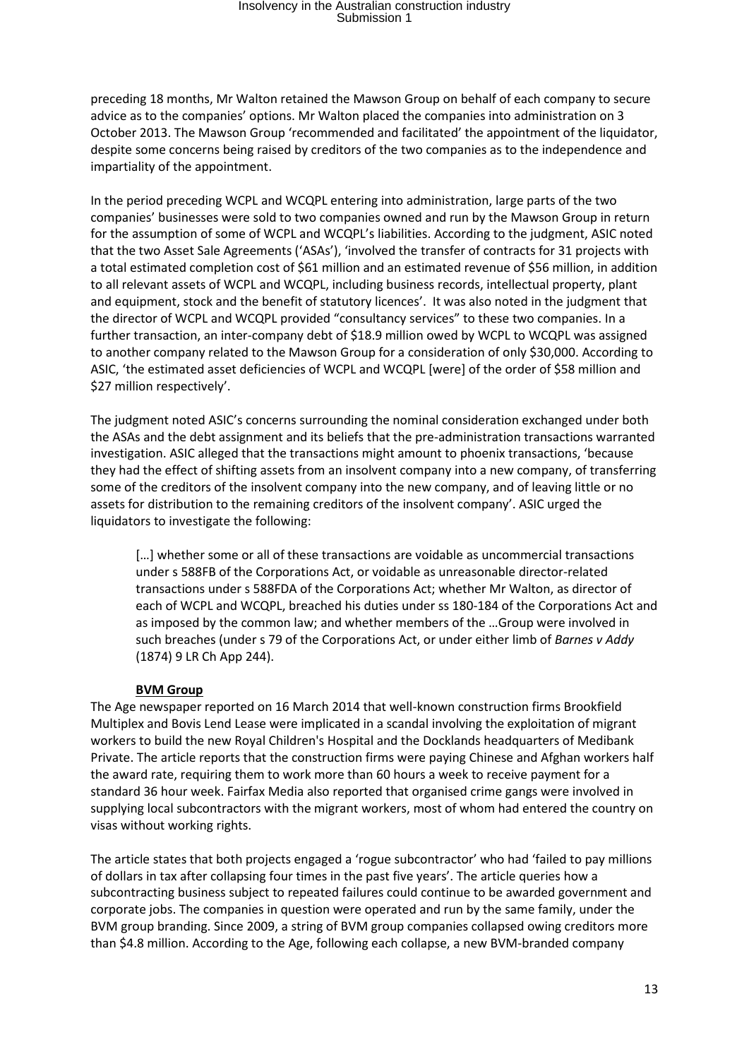preceding 18 months, Mr Walton retained the Mawson Group on behalf of each company to secure advice as to the companies' options. Mr Walton placed the companies into administration on 3 October 2013. The Mawson Group 'recommended and facilitated' the appointment of the liquidator, despite some concerns being raised by creditors of the two companies as to the independence and impartiality of the appointment.

In the period preceding WCPL and WCQPL entering into administration, large parts of the two companies' businesses were sold to two companies owned and run by the Mawson Group in return for the assumption of some of WCPL and WCQPL's liabilities. According to the judgment, ASIC noted that the two Asset Sale Agreements ('ASAs'), 'involved the transfer of contracts for 31 projects with a total estimated completion cost of $61 million and an estimated revenue of $56 million, in addition to all relevant assets of WCPL and WCQPL, including business records, intellectual property, plant and equipment, stock and the benefit of statutory licences'. It was also noted in the judgment that the director of WCPL and WCQPL provided "consultancy services" to these two companies. In a further transaction, an inter-company debt of $18.9 million owed by WCPL to WCQPL was assigned to another company related to the Mawson Group for a consideration of only $30,000. According to ASIC, 'the estimated asset deficiencies of WCPL and WCQPL [were] of the order of $58 million and $27 million respectively'.

The judgment noted ASIC's concerns surrounding the nominal consideration exchanged under both the ASAs and the debt assignment and its beliefs that the pre-administration transactions warranted investigation. ASIC alleged that the transactions might amount to phoenix transactions, 'because they had the effect of shifting assets from an insolvent company into a new company, of transferring some of the creditors of the insolvent company into the new company, and of leaving little or no assets for distribution to the remaining creditors of the insolvent company'. ASIC urged the liquidators to investigate the following:

> […] whether some or all of these transactions are voidable as uncommercial transactions under s 588FB of the Corporations Act, or voidable as unreasonable director-related transactions under s 588FDA of the Corporations Act; whether Mr Walton, as director of each of WCPL and WCQPL, breached his duties under ss 180-184 of the Corporations Act and as imposed by the common law; and whether members of the …Group were involved in such breaches (under s 79 of the Corporations Act, or under either limb of *Barnes v Addy* (1874) 9 LR Ch App 244).

**BVM Group**

The Age newspaper reported on 16 March 2014 that well-known construction firms Brookfield Multiplex and Bovis Lend Lease were implicated in a scandal involving the exploitation of migrant workers to build the new Royal Children's Hospital and the Docklands headquarters of Medibank Private. The article reports that the construction firms were paying Chinese and Afghan workers half the award rate, requiring them to work more than 60 hours a week to receive payment for a standard 36 hour week. Fairfax Media also reported that organised crime gangs were involved in supplying local subcontractors with the migrant workers, most of whom had entered the country on visas without working rights.

The article states that both projects engaged a 'rogue subcontractor' who had 'failed to pay millions of dollars in tax after collapsing four times in the past five years'. The article queries how a subcontracting business subject to repeated failures could continue to be awarded government and corporate jobs. The companies in question were operated and run by the same family, under the BVM group branding. Since 2009, a string of BVM group companies collapsed owing creditors more than $4.8 million. According to the Age, following each collapse, a new BVM-branded company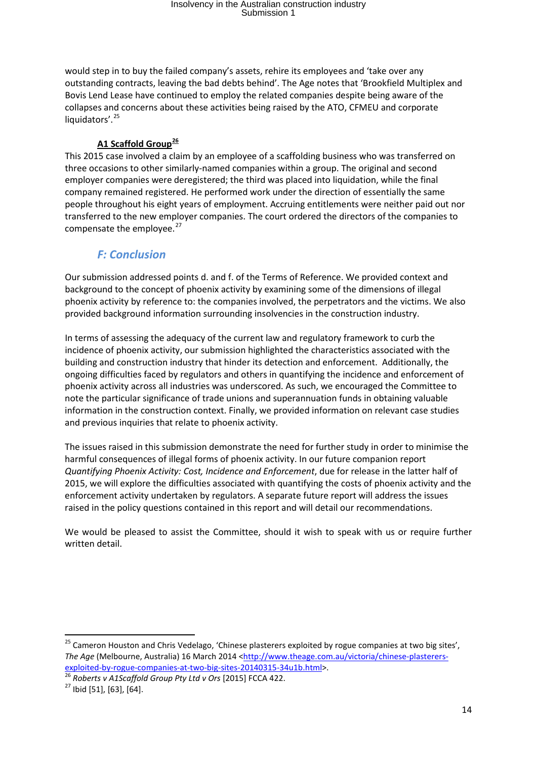would step in to buy the failed company's assets, rehire its employees and 'take over any outstanding contracts, leaving the bad debts behind'. The Age notes that 'Brookfield Multiplex and Bovis Lend Lease have continued to employ the related companies despite being aware of the collapses and concerns about these activities being raised by the ATO, CFMEU and corporate liquidators'.[25]

**A1 Scaffold Group[26]**

This 2015 case involved a claim by an employee of a scaffolding business who was transferred on three occasions to other similarly-named companies within a group. The original and second employer companies were deregistered; the third was placed into liquidation, while the final company remained registered. He performed work under the direction of essentially the same people throughout his eight years of employment. Accruing entitlements were neither paid out nor transferred to the new employer companies. The court ordered the directors of the companies to compensate the employee.[27]

## *F: Conclusion*

Our submission addressed points d. and f. of the Terms of Reference. We provided context and background to the concept of phoenix activity by examining some of the dimensions of illegal phoenix activity by reference to: the companies involved, the perpetrators and the victims. We also provided background information surrounding insolvencies in the construction industry.

In terms of assessing the adequacy of the current law and regulatory framework to curb the incidence of phoenix activity, our submission highlighted the characteristics associated with the building and construction industry that hinder its detection and enforcement. Additionally, the ongoing difficulties faced by regulators and others in quantifying the incidence and enforcement of phoenix activity across all industries was underscored. As such, we encouraged the Committee to note the particular significance of trade unions and superannuation funds in obtaining valuable information in the construction context. Finally, we provided information on relevant case studies and previous inquiries that relate to phoenix activity.

The issues raised in this submission demonstrate the need for further study in order to minimise the harmful consequences of illegal forms of phoenix activity. In our future companion report *Quantifying Phoenix Activity: Cost, Incidence and Enforcement*, due for release in the latter half of 2015, we will explore the difficulties associated with quantifying the costs of phoenix activity and the enforcement activity undertaken by regulators. A separate future report will address the issues raised in the policy questions contained in this report and will detail our recommendations.

We would be pleased to assist the Committee, should it wish to speak with us or require further written detail.

---

[25] Cameron Houston and Chris Vedelago, 'Chinese plasterers exploited by rogue companies at two big sites', *The Age* (Melbourne, Australia) 16 March 2014 <http://www.theage.com.au/victoria/chinese-plasterers-exploited-by-rogue-companies-at-two-big-sites-20140315-34u1b.html>.

[26] *Roberts v A1Scaffold Group Pty Ltd v Ors* [2015] FCCA 422.

[27] Ibid [51], [63], [64].